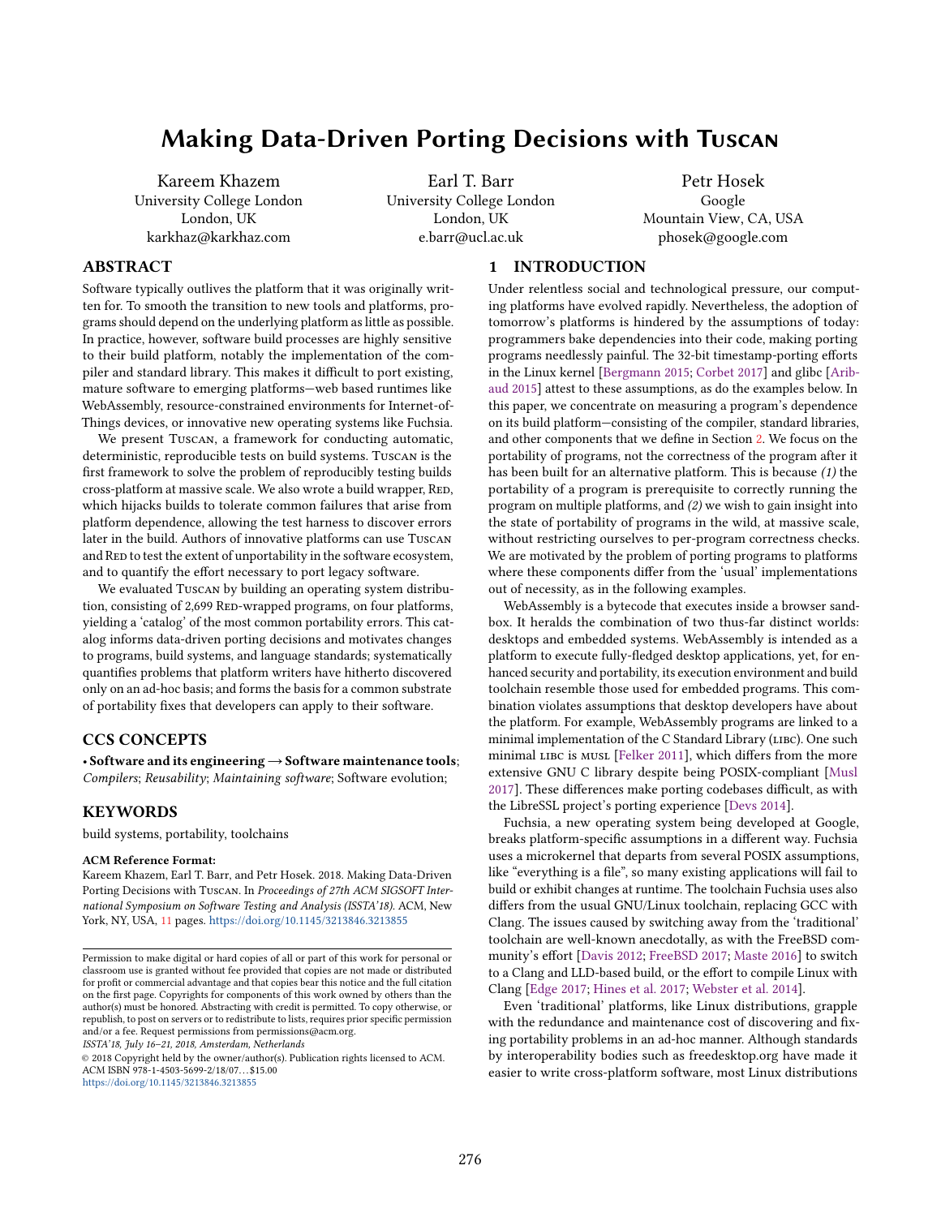# Making Data-Driven Porting Decisions with Tuscan

Kareem Khazem
University College London
London, UK
karkhaz@karkhaz.com

Earl T. Barr
University College London
London, UK
e.barr@ucl.ac.uk

Petr Hosek
Google
Mountain View, CA, USA
phosek@google.com

## ABSTRACT

Software typically outlives the platform that it was originally written for. To smooth the transition to new tools and platforms, programs should depend on the underlying platform as little as possible. In practice, however, software build processes are highly sensitive to their build platform, notably the implementation of the compiler and standard library. This makes it difficult to port existing, mature software to emerging platforms—web based runtimes like WebAssembly, resource-constrained environments for Internet-of-Things devices, or innovative new operating systems like Fuchsia.

We present Tuscan, a framework for conducting automatic, deterministic, reproducible tests on build systems. Tuscan is the first framework to solve the problem of reproducibly testing builds cross-platform at massive scale. We also wrote a build wrapper, Red, which hijacks builds to tolerate common failures that arise from platform dependence, allowing the test harness to discover errors later in the build. Authors of innovative platforms can use Tuscan and Red to test the extent of unportability in the software ecosystem, and to quantify the effort necessary to port legacy software.

We evaluated Tuscan by building an operating system distribution, consisting of 2,699 Red-wrapped programs, on four platforms, yielding a 'catalog' of the most common portability errors. This catalog informs data-driven porting decisions and motivates changes to programs, build systems, and language standards; systematically quantifies problems that platform writers have hitherto discovered only on an ad-hoc basis; and forms the basis for a common substrate of portability fixes that developers can apply to their software.

## CCS CONCEPTS

• **Software and its engineering → Software maintenance tools**; *Compilers*; *Reusability*; *Maintaining software*; Software evolution;

## KEYWORDS

build systems, portability, toolchains

**ACM Reference Format:**
Kareem Khazem, Earl T. Barr, and Petr Hosek. 2018. Making Data-Driven Porting Decisions with Tuscan. In *Proceedings of 27th ACM SIGSOFT International Symposium on Software Testing and Analysis (ISSTA'18)*. ACM, New York, NY, USA, 11 pages. https://doi.org/10.1145/3213846.3213855

Permission to make digital or hard copies of all or part of this work for personal or classroom use is granted without fee provided that copies are not made or distributed for profit or commercial advantage and that copies bear this notice and the full citation on the first page. Copyrights for components of this work owned by others than the author(s) must be honored. Abstracting with credit is permitted. To copy otherwise, or republish, to post on servers or to redistribute to lists, requires prior specific permission and/or a fee. Request permissions from permissions@acm.org.
*ISSTA'18, July 16–21, 2018, Amsterdam, Netherlands*
© 2018 Copyright held by the owner/author(s). Publication rights licensed to ACM.
ACM ISBN 978-1-4503-5699-2/18/07...$15.00
https://doi.org/10.1145/3213846.3213855

## 1 INTRODUCTION

Under relentless social and technological pressure, our computing platforms have evolved rapidly. Nevertheless, the adoption of tomorrow's platforms is hindered by the assumptions of today: programmers bake dependencies into their code, making porting programs needlessly painful. The 32-bit timestamp-porting efforts in the Linux kernel [Bergmann 2015; Corbet 2017] and glibc [Aribaud 2015] attest to these assumptions, as do the examples below. In this paper, we concentrate on measuring a program's dependence on its build platform—consisting of the compiler, standard libraries, and other components that we define in Section 2. We focus on the portability of programs, not the correctness of the program after it has been built for an alternative platform. This is because *(1)* the portability of a program is prerequisite to correctly running the program on multiple platforms, and *(2)* we wish to gain insight into the state of portability of programs in the wild, at massive scale, without restricting ourselves to per-program correctness checks. We are motivated by the problem of porting programs to platforms where these components differ from the 'usual' implementations out of necessity, as in the following examples.

WebAssembly is a bytecode that executes inside a browser sandbox. It heralds the combination of two thus-far distinct worlds: desktops and embedded systems. WebAssembly is intended as a platform to execute fully-fledged desktop applications, yet, for enhanced security and portability, its execution environment and build toolchain resemble those used for embedded programs. This combination violates assumptions that desktop developers have about the platform. For example, WebAssembly programs are linked to a minimal implementation of the C Standard Library (libc). One such minimal libc is musl [Felker 2011], which differs from the more extensive GNU C library despite being POSIX-compliant [Musl 2017]. These differences make porting codebases difficult, as with the LibreSSL project's porting experience [Devs 2014].

Fuchsia, a new operating system being developed at Google, breaks platform-specific assumptions in a different way. Fuchsia uses a microkernel that departs from several POSIX assumptions, like "everything is a file", so many existing applications will fail to build or exhibit changes at runtime. The toolchain Fuchsia uses also differs from the usual GNU/Linux toolchain, replacing GCC with Clang. The issues caused by switching away from the 'traditional' toolchain are well-known anecdotally, as with the FreeBSD community's effort [Davis 2012; FreeBSD 2017; Maste 2016] to switch to a Clang and LLD-based build, or the effort to compile Linux with Clang [Edge 2017; Hines et al. 2017; Webster et al. 2014].

Even 'traditional' platforms, like Linux distributions, grapple with the redundance and maintenance cost of discovering and fixing portability problems in an ad-hoc manner. Although standards by interoperability bodies such as freedesktop.org have made it easier to write cross-platform software, most Linux distributions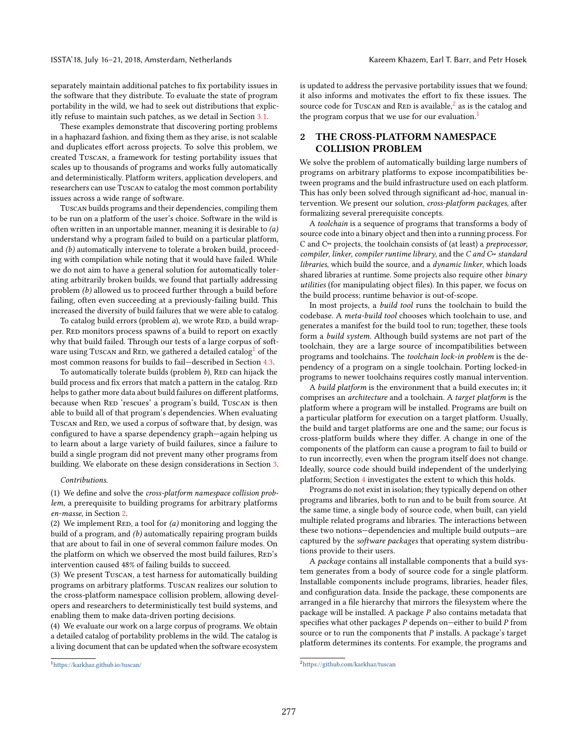separately maintain additional patches to fix portability issues in the software that they distribute. To evaluate the state of program portability in the wild, we had to seek out distributions that explicitly refuse to maintain such patches, as we detail in Section 3.1.

These examples demonstrate that discovering porting problems in a haphazard fashion, and fixing them as they arise, is not scalable and duplicates effort across projects. To solve this problem, we created Tuscan, a framework for testing portability issues that scales up to thousands of programs and works fully automatically and deterministically. Platform writers, application developers, and researchers can use Tuscan to catalog the most common portability issues across a wide range of software.

Tuscan builds programs and their dependencies, compiling them to be run on a platform of the user's choice. Software in the wild is often written in an unportable manner, meaning it is desirable to *(a)* understand why a program failed to build on a particular platform, and *(b)* automatically intervene to tolerate a broken build, proceeding with compilation while noting that it would have failed. While we do not aim to have a general solution for automatically tolerating arbitrarily broken builds, we found that partially addressing problem *(b)* allowed us to proceed further through a build before failing, often even succeeding at a previously-failing build. This increased the diversity of build failures that we were able to catalog.

To catalog build errors (problem *a*), we wrote Red, a build wrapper. Red monitors process spawns of a build to report on exactly why that build failed. Through our tests of a large corpus of software using Tuscan and Red, we gathered a detailed catalog[1] of the most common reasons for builds to fail—described in Section 4.3.

To automatically tolerate builds (problem *b*), Red can hijack the build process and fix errors that match a pattern in the catalog. Red helps to gather more data about build failures on different platforms, because when Red 'rescues' a program's build, Tuscan is then able to build all of that program's dependencies. When evaluating Tuscan and Red, we used a corpus of software that, by design, was configured to have a sparse dependency graph—again helping us to learn about a large variety of build failures, since a failure to build a single program did not prevent many other programs from building. We elaborate on these design considerations in Section 3.

*Contributions.*

(1) We define and solve the *cross-platform namespace collision problem*, a prerequisite to building programs for arbitrary platforms *en-masse*, in Section 2.
(2) We implement Red, a tool for *(a)* monitoring and logging the build of a program, and *(b)* automatically repairing program builds that are about to fail in one of several common failure modes. On the platform on which we observed the most build failures, Red's intervention caused 48% of failing builds to succeed.
(3) We present Tuscan, a test harness for automatically building programs on arbitrary platforms. Tuscan realizes our solution to the cross-platform namespace collision problem, allowing developers and researchers to deterministically test build systems, and enabling them to make data-driven porting decisions.
(4) We evaluate our work on a large corpus of programs. We obtain a detailed catalog of portability problems in the wild. The catalog is a living document that can be updated when the software ecosystem is updated to address the pervasive portability issues that we found; it also informs and motivates the effort to fix these issues. The source code for Tuscan and Red is available,[2] as is the catalog and the program corpus that we use for our evaluation.[1]

[1] https://karkhaz.github.io/tuscan/

[2] https://github.com/karkhaz/tuscan

## 2 THE CROSS-PLATFORM NAMESPACE COLLISION PROBLEM

We solve the problem of automatically building large numbers of programs on arbitrary platforms to expose incompatibilities between programs and the build infrastructure used on each platform. This has only been solved through significant ad-hoc, manual intervention. We present our solution, *cross-platform packages*, after formalizing several prerequisite concepts.

A *toolchain* is a sequence of programs that transforms a body of source code into a binary object and then into a running process. For C and C++ projects, the toolchain consists of (at least) a *preprocessor*, *compiler*, *linker*, *compiler runtime library*, and the *C and C++ standard libraries*, which build the source, and a *dynamic linker*, which loads shared libraries at runtime. Some projects also require other *binary utilities* (for manipulating object files). In this paper, we focus on the build process; runtime behavior is out-of-scope.

In most projects, a *build tool* runs the toolchain to build the codebase. A *meta-build tool* chooses which toolchain to use, and generates a manifest for the build tool to run; together, these tools form a *build system*. Although build systems are not part of the toolchain, they are a large source of incompatibilities between programs and toolchains. The *toolchain lock-in problem* is the dependency of a program on a single toolchain. Porting locked-in programs to newer toolchains requires costly manual intervention.

A *build platform* is the environment that a build executes in; it comprises an *architecture* and a toolchain. A *target platform* is the platform where a program will be installed. Programs are built on a particular platform for execution on a target platform. Usually, the build and target platforms are one and the same; our focus is cross-platform builds where they differ. A change in one of the components of the platform can cause a program to fail to build or to run incorrectly, even when the program itself does not change. Ideally, source code should build independent of the underlying platform; Section 4 investigates the extent to which this holds.

Programs do not exist in isolation; they typically depend on other programs and libraries, both to run and to be built from source. At the same time, a single body of source code, when built, can yield multiple related programs and libraries. The interactions between these two notions—dependencies and multiple build outputs—are captured by the *software packages* that operating system distributions provide to their users.

A *package* contains all installable components that a build system generates from a body of source code for a single platform. Installable components include programs, libraries, header files, and configuration data. Inside the package, these components are arranged in a file hierarchy that mirrors the filesystem where the package will be installed. A package $P$ also contains metadata that specifies what other packages $P$ depends on—either to build $P$ from source or to run the components that $P$ installs. A package's target platform determines its contents. For example, the programs and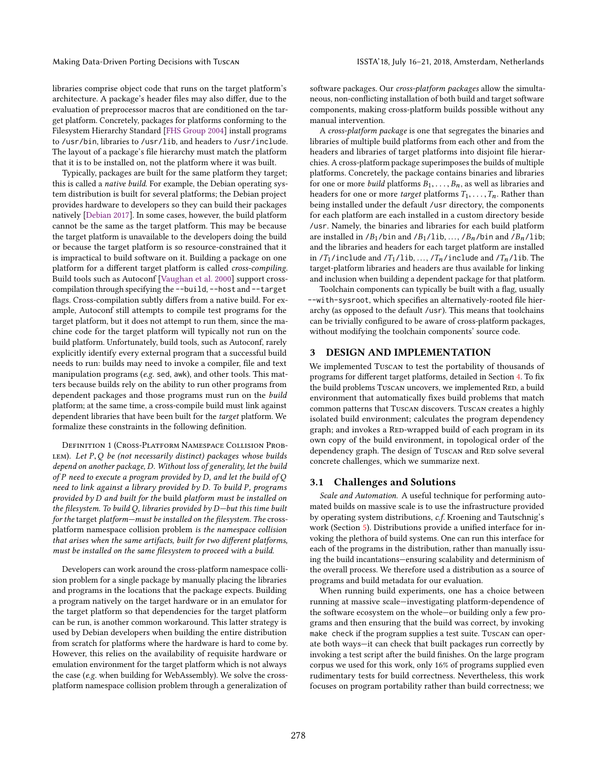libraries comprise object code that runs on the target platform's architecture. A package's header files may also differ, due to the evaluation of preprocessor macros that are conditioned on the target platform. Concretely, packages for platforms conforming to the Filesystem Hierarchy Standard [FHS Group 2004] install programs to /usr/bin, libraries to /usr/lib, and headers to /usr/include. The layout of a package's file hierarchy must match the platform that it is to be installed on, not the platform where it was built.

Typically, packages are built for the same platform they target; this is called a *native build*. For example, the Debian operating system distribution is built for several platforms; the Debian project provides hardware to developers so they can build their packages natively [Debian 2017]. In some cases, however, the build platform cannot be the same as the target platform. This may be because the target platform is unavailable to the developers doing the build or because the target platform is so resource-constrained that it is impractical to build software on it. Building a package on one platform for a different target platform is called *cross-compiling*. Build tools such as Autoconf [Vaughan et al. 2000] support cross-compilation through specifying the `--build`, `--host` and `--target` flags. Cross-compilation subtly differs from a native build. For example, Autoconf still attempts to compile test programs for the target platform, but it does not attempt to run them, since the machine code for the target platform will typically not run on the build platform. Unfortunately, build tools, such as Autoconf, rarely explicitly identify every external program that a successful build needs to run: builds may need to invoke a compiler, file and text manipulation programs (*e.g.* `sed`, `awk`), and other tools. This matters because builds rely on the ability to run other programs from dependent packages and those programs must run on the *build* platform; at the same time, a cross-compile build must link against dependent libraries that have been built for the *target* platform. We formalize these constraints in the following definition.

Definition 1 (Cross-Platform Namespace Collision Problem). *Let $P, Q$ be (not necessarily distinct) packages whose builds depend on another package, $D$. Without loss of generality, let the build of $P$ need to execute a program provided by $D$, and let the build of $Q$ need to link against a library provided by $D$. To build $P$, programs provided by $D$ and built for the* build *platform must be installed on the filesystem. To build $Q$, libraries provided by $D$—but this time built for the* target *platform—must be installed on the filesystem. The* cross-platform namespace collision problem *is the namespace collision that arises when the same artifacts, built for two different platforms, must be installed on the same filesystem to proceed with a build.*

Developers can work around the cross-platform namespace collision problem for a single package by manually placing the libraries and programs in the locations that the package expects. Building a program natively on the target hardware or in an emulator for the target platform so that dependencies for the target platform can be run, is another common workaround. This latter strategy is used by Debian developers when building the entire distribution from scratch for platforms where the hardware is hard to come by. However, this relies on the availability of requisite hardware or emulation environment for the target platform which is not always the case (*e.g.* when building for WebAssembly). We solve the cross-platform namespace collision problem through a generalization of software packages. Our *cross-platform packages* allow the simultaneous, non-conflicting installation of both build and target software components, making cross-platform builds possible without any manual intervention.

A *cross-platform package* is one that segregates the binaries and libraries of multiple build platforms from each other and from the headers and libraries of target platforms into disjoint file hierarchies. A cross-platform package superimposes the builds of multiple platforms. Concretely, the package contains binaries and libraries for one or more *build* platforms $B_1, \ldots, B_n$, as well as libraries and headers for one or more *target* platforms $T_1, \ldots, T_n$. Rather than being installed under the default /usr directory, the components for each platform are each installed in a custom directory beside /usr. Namely, the binaries and libraries for each build platform are installed in $/B_1$/bin and $/B_1$/lib, …, $/B_n$/bin and $/B_n$/lib; and the libraries and headers for each target platform are installed in $/T_1$/include and $/T_1$/lib, …, $/T_n$/include and $/T_n$/lib. The target-platform libraries and headers are thus available for linking and inclusion when building a dependent package for that platform.

Toolchain components can typically be built with a flag, usually `--with-sysroot`, which specifies an alternatively-rooted file hierarchy (as opposed to the default /usr). This means that toolchains can be trivially configured to be aware of cross-platform packages, without modifying the toolchain components' source code.

## 3 DESIGN AND IMPLEMENTATION

We implemented Tuscan to test the portability of thousands of programs for different target platforms, detailed in Section 4. To fix the build problems Tuscan uncovers, we implemented Red, a build environment that automatically fixes build problems that match common patterns that Tuscan discovers. Tuscan creates a highly isolated build environment; calculates the program dependency graph; and invokes a Red-wrapped build of each program in its own copy of the build environment, in topological order of the dependency graph. The design of Tuscan and Red solve several concrete challenges, which we summarize next.

### 3.1 Challenges and Solutions

*Scale and Automation.* A useful technique for performing automated builds on massive scale is to use the infrastructure provided by operating system distributions, *c.f.* Kroening and Tautschnig's work (Section 5). Distributions provide a unified interface for invoking the plethora of build systems. One can run this interface for each of the programs in the distribution, rather than manually issuing the build incantations—ensuring scalability and determinism of the overall process. We therefore used a distribution as a source of programs and build metadata for our evaluation.

When running build experiments, one has a choice between running at massive scale—investigating platform-dependence of the software ecosystem on the whole—or building only a few programs and then ensuring that the build was correct, by invoking `make check` if the program supplies a test suite. Tuscan can operate both ways—it can check that built packages run correctly by invoking a test script after the build finishes. On the large program corpus we used for this work, only 16% of programs supplied even rudimentary tests for build correctness. Nevertheless, this work focuses on program portability rather than build correctness; we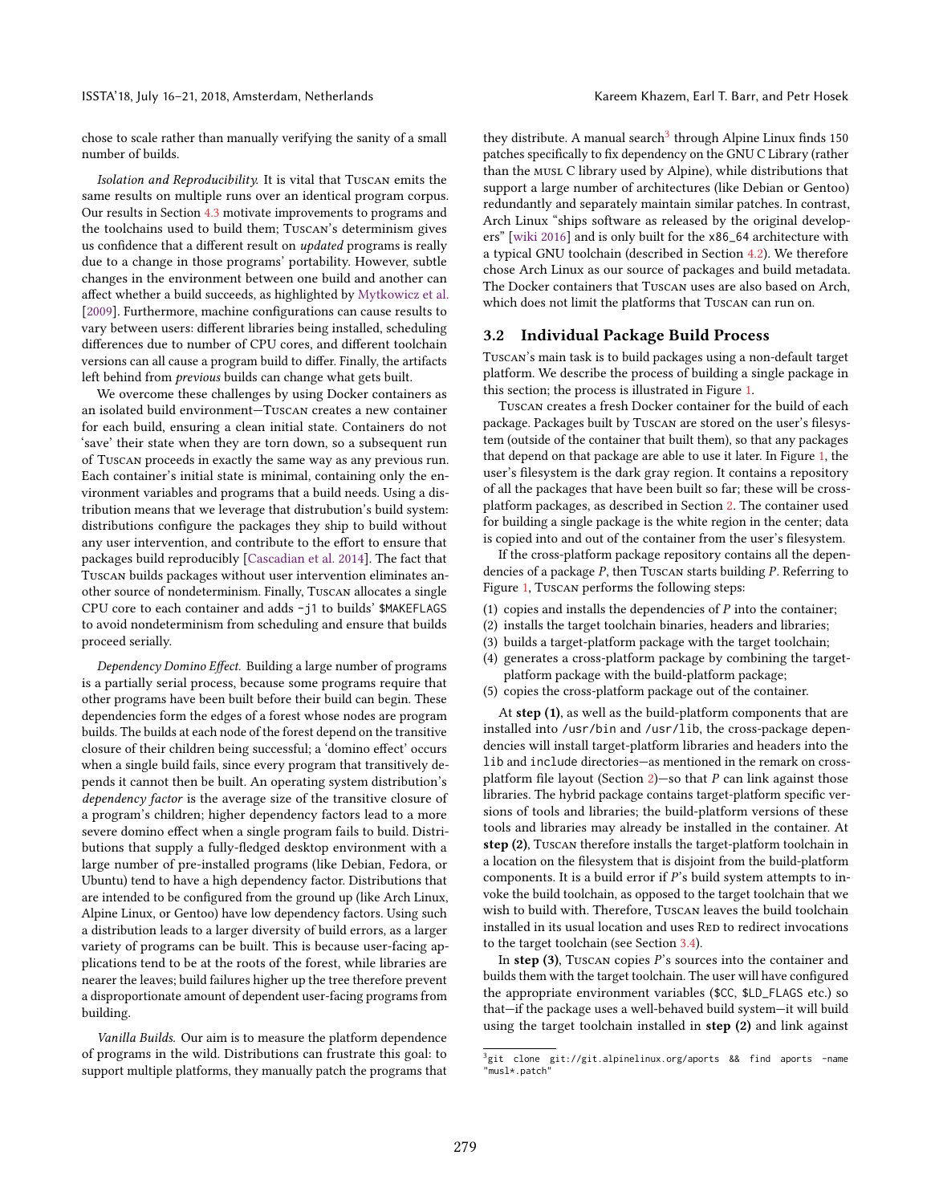chose to scale rather than manually verifying the sanity of a small number of builds.

*Isolation and Reproducibility.* It is vital that Tuscan emits the same results on multiple runs over an identical program corpus. Our results in Section 4.3 motivate improvements to programs and the toolchains used to build them; Tuscan's determinism gives us confidence that a different result on *updated* programs is really due to a change in those programs' portability. However, subtle changes in the environment between one build and another can affect whether a build succeeds, as highlighted by Mytkowicz et al. [2009]. Furthermore, machine configurations can cause results to vary between users: different libraries being installed, scheduling differences due to number of CPU cores, and different toolchain versions can all cause a program build to differ. Finally, the artifacts left behind from *previous* builds can change what gets built.

We overcome these challenges by using Docker containers as an isolated build environment—Tuscan creates a new container for each build, ensuring a clean initial state. Containers do not 'save' their state when they are torn down, so a subsequent run of Tuscan proceeds in exactly the same way as any previous run. Each container's initial state is minimal, containing only the environment variables and programs that a build needs. Using a distribution means that we leverage that distrubution's build system: distributions configure the packages they ship to build without any user intervention, and contribute to the effort to ensure that packages build reproducibly [Cascadian et al. 2014]. The fact that Tuscan builds packages without user intervention eliminates another source of nondeterminism. Finally, Tuscan allocates a single CPU core to each container and adds `-j1` to builds' `$MAKEFLAGS` to avoid nondeterminism from scheduling and ensure that builds proceed serially.

*Dependency Domino Effect.* Building a large number of programs is a partially serial process, because some programs require that other programs have been built before their build can begin. These dependencies form the edges of a forest whose nodes are program builds. The builds at each node of the forest depend on the transitive closure of their children being successful; a 'domino effect' occurs when a single build fails, since every program that transitively depends it cannot then be built. An operating system distribution's *dependency factor* is the average size of the transitive closure of a program's children; higher dependency factors lead to a more severe domino effect when a single program fails to build. Distributions that supply a fully-fledged desktop environment with a large number of pre-installed programs (like Debian, Fedora, or Ubuntu) tend to have a high dependency factor. Distributions that are intended to be configured from the ground up (like Arch Linux, Alpine Linux, or Gentoo) have low dependency factors. Using such a distribution leads to a larger diversity of build errors, as a larger variety of programs can be built. This is because user-facing applications tend to be at the roots of the forest, while libraries are nearer the leaves; build failures higher up the tree therefore prevent a disproportionate amount of dependent user-facing programs from building.

*Vanilla Builds.* Our aim is to measure the platform dependence of programs in the wild. Distributions can frustrate this goal: to support multiple platforms, they manually patch the programs that they distribute. A manual search[3] through Alpine Linux finds 150 patches specifically to fix dependency on the GNU C Library (rather than the musl C library used by Alpine), while distributions that support a large number of architectures (like Debian or Gentoo) redundantly and separately maintain similar patches. In contrast, Arch Linux "ships software as released by the original developers" [wiki 2016] and is only built for the x86_64 architecture with a typical GNU toolchain (described in Section 4.2). We therefore chose Arch Linux as our source of packages and build metadata. The Docker containers that Tuscan uses are also based on Arch, which does not limit the platforms that Tuscan can run on.

## 3.2 Individual Package Build Process

Tuscan's main task is to build packages using a non-default target platform. We describe the process of building a single package in this section; the process is illustrated in Figure 1.

Tuscan creates a fresh Docker container for the build of each package. Packages built by Tuscan are stored on the user's filesystem (outside of the container that built them), so that any packages that depend on that package are able to use it later. In Figure 1, the user's filesystem is the dark gray region. It contains a repository of all the packages that have been built so far; these will be cross-platform packages, as described in Section 2. The container used for building a single package is the white region in the center; data is copied into and out of the container from the user's filesystem.

If the cross-platform package repository contains all the dependencies of a package $P$, then Tuscan starts building $P$. Referring to Figure 1, Tuscan performs the following steps:

(1) copies and installs the dependencies of $P$ into the container;
(2) installs the target toolchain binaries, headers and libraries;
(3) builds a target-platform package with the target toolchain;
(4) generates a cross-platform package by combining the target-platform package with the build-platform package;
(5) copies the cross-platform package out of the container.

At **step (1)**, as well as the build-platform components that are installed into /usr/bin and /usr/lib, the cross-package dependencies will install target-platform libraries and headers into the lib and include directories—as mentioned in the remark on cross-platform file layout (Section 2)—so that $P$ can link against those libraries. The hybrid package contains target-platform specific versions of tools and libraries; the build-platform versions of these tools and libraries may already be installed in the container. At **step (2)**, Tuscan therefore installs the target-platform toolchain in a location on the filesystem that is disjoint from the build-platform components. It is a build error if $P$'s build system attempts to invoke the build toolchain, as opposed to the target toolchain that we wish to build with. Therefore, Tuscan leaves the build toolchain installed in its usual location and uses Red to redirect invocations to the target toolchain (see Section 3.4).

In **step (3)**, Tuscan copies $P$'s sources into the container and builds them with the target toolchain. The user will have configured the appropriate environment variables (`$CC`, `$LD_FLAGS` etc.) so that—if the package uses a well-behaved build system—it will build using the target toolchain installed in **step (2)** and link against

[3] `git clone git://git.alpinelinux.org/aports && find aports -name "musl*.patch"`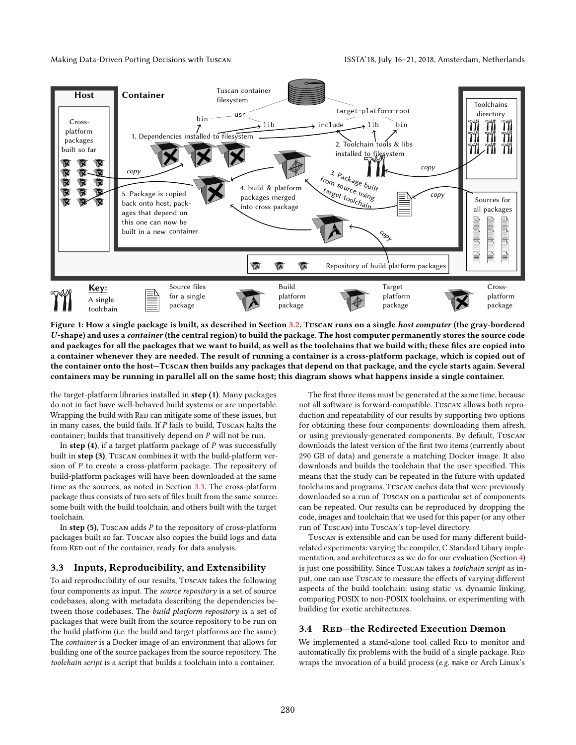Figure 1: How a single package is built, as described in Section 3.2. Tuscan runs on a single *host computer* (the gray-bordered *U*-shape) and uses a *container* (the central region) to build the package. The host computer permanently stores the source code and packages for all the packages that we want to build, as well as the toolchains that we build with; these files are copied into a container whenever they are needed. The result of running a container is a cross-platform package, which is copied out of the container onto the host—Tuscan then builds any packages that depend on that package, and the cycle starts again. Several containers may be running in parallel all on the same host; this diagram shows what happens inside a single container.

the target-platform libraries installed in **step (1)**. Many packages do not in fact have well-behaved build systems or are unportable. Wrapping the build with Red can mitigate some of these issues, but in many cases, the build fails. If *P* fails to build, Tuscan halts the container; builds that transitively depend on *P* will not be run.

In **step (4)**, if a target platform package of *P* was successfully built in **step (3)**, Tuscan combines it with the build-platform version of *P* to create a cross-platform package. The repository of build-platform packages will have been downloaded at the same time as the sources, as noted in Section 3.3. The cross-platform package thus consists of two sets of files built from the same source: some built with the build toolchain, and others built with the target toolchain.

In **step (5)**, Tuscan adds *P* to the repository of cross-platform packages built so far. Tuscan also copies the build logs and data from Red out of the container, ready for data analysis.

## 3.3 Inputs, Reproducibility, and Extensibility

To aid reproducibility of our results, Tuscan takes the following four components as input. The *source repository* is a set of source codebases, along with metadata describing the dependencies between those codebases. The *build platform repository* is a set of packages that were built from the source repository to be run on the build platform (i.e. the build and target platforms are the same). The *container* is a Docker image of an environment that allows for building one of the source packages from the source repository. The *toolchain script* is a script that builds a toolchain into a container.

The first three items must be generated at the same time, because not all software is forward-compatible. Tuscan allows both reproduction and repeatability of our results by supporting two options for obtaining these four components: downloading them afresh, or using previously-generated components. By default, Tuscan downloads the latest version of the first two items (currently about 290 GB of data) and generate a matching Docker image. It also downloads and builds the toolchain that the user specified. This means that the study can be repeated in the future with updated toolchains and programs. Tuscan caches data that were previously downloaded so a run of Tuscan on a particular set of components can be repeated. Our results can be reproduced by dropping the code, images and toolchain that we used for this paper (or any other run of Tuscan) into Tuscan's top-level directory.

Tuscan is extensible and can be used for many different build-related experiments: varying the compiler, C Standard Libary implementation, and architectures as we do for our evaluation (Section 4) is just one possibility. Since Tuscan takes a *toolchain script* as input, one can use Tuscan to measure the effects of varying different aspects of the build toolchain: using static *vs.* dynamic linking, comparing POSIX to non-POSIX toolchains, or experimenting with building for exotic architectures.

## 3.4 Red—the Redirected Execution Dæmon

We implemented a stand-alone tool called Red to monitor and automatically fix problems with the build of a single package. Red wraps the invocation of a build process (*e.g.* make or Arch Linux's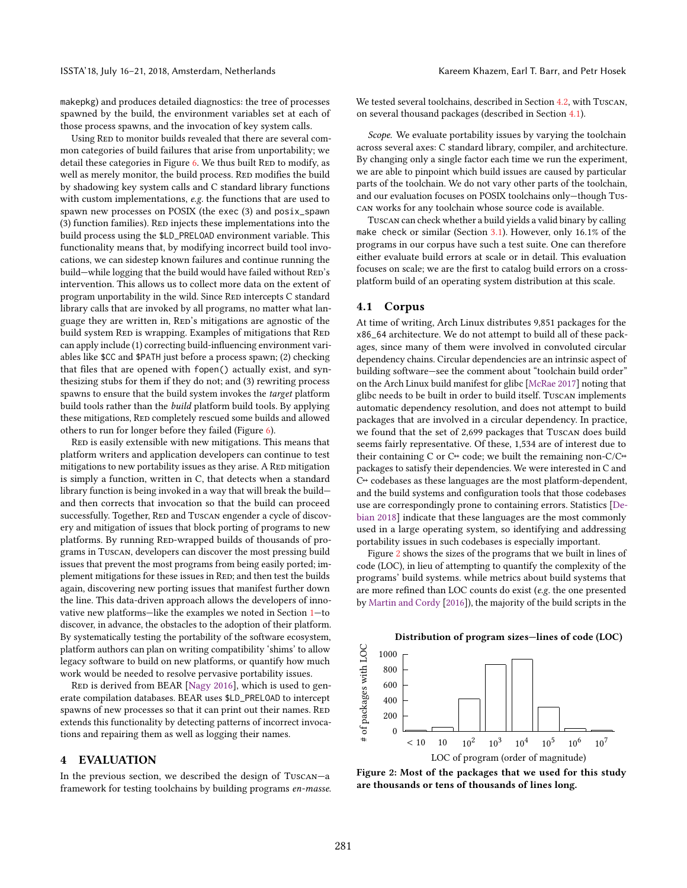makepkg) and produces detailed diagnostics: the tree of processes spawned by the build, the environment variables set at each of those process spawns, and the invocation of key system calls.

Using Red to monitor builds revealed that there are several common categories of build failures that arise from unportability; we detail these categories in Figure 6. We thus built Red to modify, as well as merely monitor, the build process. Red modifies the build by shadowing key system calls and C standard library functions with custom implementations, *e.g.* the functions that are used to spawn new processes on POSIX (the `exec` (3) and `posix_spawn` (3) function families). Red injects these implementations into the build process using the `$LD_PRELOAD` environment variable. This functionality means that, by modifying incorrect build tool invocations, we can sidestep known failures and continue running the build—while logging that the build would have failed without Red's intervention. This allows us to collect more data on the extent of program unportability in the wild. Since Red intercepts C standard library calls that are invoked by all programs, no matter what language they are written in, Red's mitigations are agnostic of the build system Red is wrapping. Examples of mitigations that Red can apply include (1) correcting build-influencing environment variables like `$CC` and `$PATH` just before a process spawn; (2) checking that files that are opened with `fopen()` actually exist, and synthesizing stubs for them if they do not; and (3) rewriting process spawns to ensure that the build system invokes the *target* platform build tools rather than the *build* platform build tools. By applying these mitigations, Red completely rescued some builds and allowed others to run for longer before they failed (Figure 6).

Red is easily extensible with new mitigations. This means that platform writers and application developers can continue to test mitigations to new portability issues as they arise. A Red mitigation is simply a function, written in C, that detects when a standard library function is being invoked in a way that will break the build—and then corrects that invocation so that the build can proceed successfully. Together, Red and Tuscan engender a cycle of discovery and mitigation of issues that block porting of programs to new platforms. By running Red-wrapped builds of thousands of programs in Tuscan, developers can discover the most pressing build issues that prevent the most programs from being easily ported; implement mitigations for these issues in Red; and then test the builds again, discovering new porting issues that manifest further down the line. This data-driven approach allows the developers of innovative new platforms—like the examples we noted in Section 1—to discover, in advance, the obstacles to the adoption of their platform. By systematically testing the portability of the software ecosystem, platform authors can plan on writing compatibility 'shims' to allow legacy software to build on new platforms, or quantify how much work would be needed to resolve pervasive portability issues.

Red is derived from BEAR [Nagy 2016], which is used to generate compilation databases. BEAR uses `$LD_PRELOAD` to intercept spawns of new processes so that it can print out their names. Red extends this functionality by detecting patterns of incorrect invocations and repairing them as well as logging their names.

## 4 EVALUATION

In the previous section, we described the design of Tuscan—a framework for testing toolchains by building programs *en-masse*. We tested several toolchains, described in Section 4.2, with Tuscan, on several thousand packages (described in Section 4.1).

*Scope.* We evaluate portability issues by varying the toolchain across several axes: C standard library, compiler, and architecture. By changing only a single factor each time we run the experiment, we are able to pinpoint which build issues are caused by particular parts of the toolchain. We do not vary other parts of the toolchain, and our evaluation focuses on POSIX toolchains only—though Tuscan works for any toolchain whose source code is available.

Tuscan can check whether a build yields a valid binary by calling `make check` or similar (Section 3.1). However, only 16.1% of the programs in our corpus have such a test suite. One can therefore either evaluate build errors at scale or in detail. This evaluation focuses on scale; we are the first to catalog build errors on a cross-platform build of an operating system distribution at this scale.

### 4.1 Corpus

At time of writing, Arch Linux distributes 9,851 packages for the x86_64 architecture. We do not attempt to build all of these packages, since many of them were involved in convoluted circular dependency chains. Circular dependencies are an intrinsic aspect of building software—see the comment about "toolchain build order" on the Arch Linux build manifest for glibc [McRae 2017] noting that glibc needs to be built in order to build itself. Tuscan implements automatic dependency resolution, and does not attempt to build packages that are involved in a circular dependency. In practice, we found that the set of 2,699 packages that Tuscan does build seems fairly representative. Of these, 1,534 are of interest due to their containing C or C++ code; we built the remaining non-C/C++ packages to satisfy their dependencies. We were interested in C and C++ codebases as these languages are the most platform-dependent, and the build systems and configuration tools that those codebases use are correspondingly prone to containing errors. Statistics [Debian 2018] indicate that these languages are the most commonly used in a large operating system, so identifying and addressing portability issues in such codebases is especially important.

Figure 2 shows the sizes of the programs that we built in lines of code (LOC), in lieu of attempting to quantify the complexity of the programs' build systems. while metrics about build systems that are more refined than LOC counts do exist (*e.g.* the one presented by Martin and Cordy [2016]), the majority of the build scripts in the

Distribution of program sizes—lines of code (LOC)

of packages with LOC

1000
800
600
400
200
0

< 10
10
$10^2$
$10^3$
$10^4$
$10^5$
$10^6$
$10^7$

LOC of program (order of magnitude)

**Figure 2: Most of the packages that we used for this study are thousands or tens of thousands of lines long.**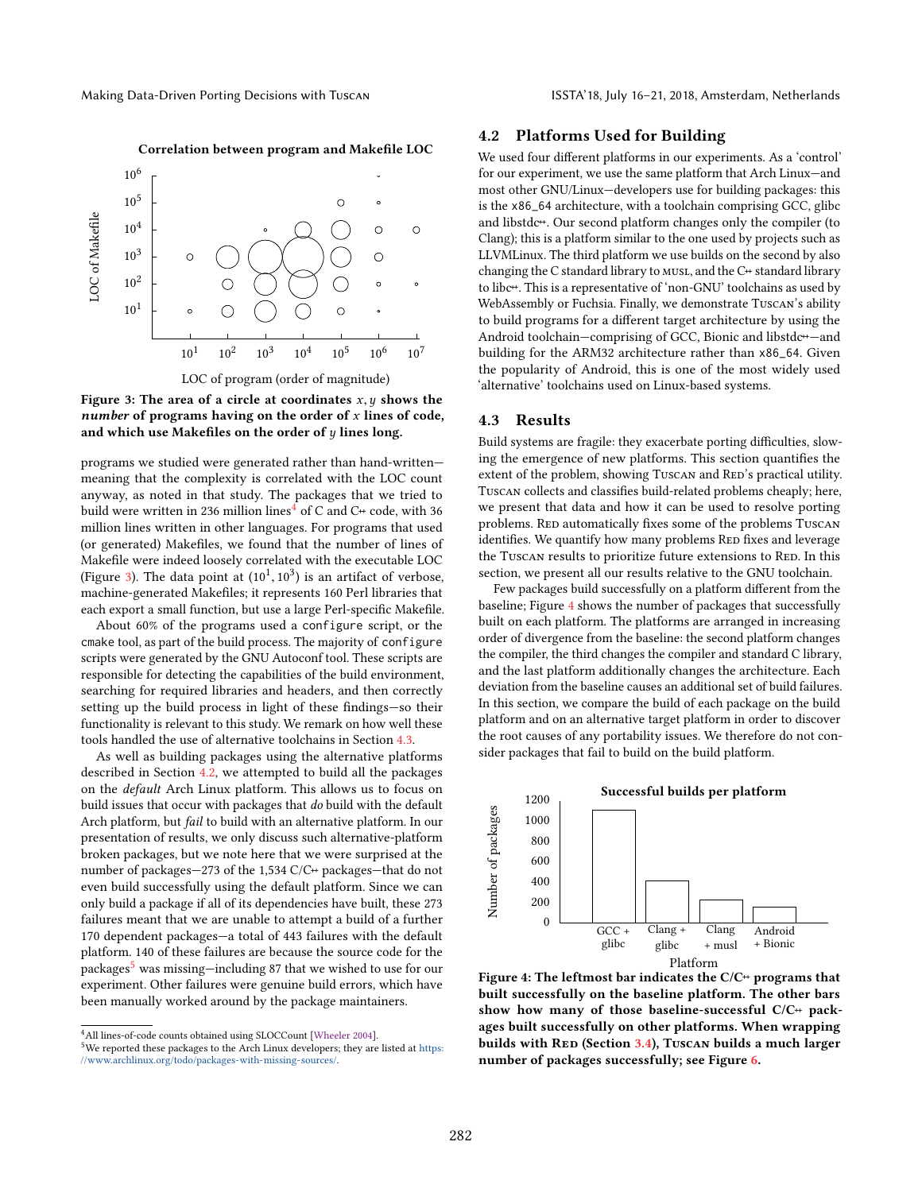Correlation between program and Makefile LOC

LOC of Makefile

$10^6$
$10^5$
$10^4$
$10^3$
$10^2$
$10^1$

$10^1$ $10^2$ $10^3$ $10^4$ $10^5$ $10^6$ $10^7$

LOC of program (order of magnitude)

**Figure 3: The area of a circle at coordinates $x, y$ shows the *number* of programs having on the order of $x$ lines of code, and which use Makefiles on the order of $y$ lines long.**

programs we studied were generated rather than hand-written—meaning that the complexity is correlated with the LOC count anyway, as noted in that study. The packages that we tried to build were written in 236 million lines[4] of C and C++ code, with 36 million lines written in other languages. For programs that used (or generated) Makefiles, we found that the number of lines of Makefile were indeed loosely correlated with the executable LOC (Figure 3). The data point at $(10^1, 10^3)$ is an artifact of verbose, machine-generated Makefiles; it represents 160 Perl libraries that each export a small function, but use a large Perl-specific Makefile.

About 60% of the programs used a `configure` script, or the `cmake` tool, as part of the build process. The majority of `configure` scripts were generated by the GNU Autoconf tool. These scripts are responsible for detecting the capabilities of the build environment, searching for required libraries and headers, and then correctly setting up the build process in light of these findings—so their functionality is relevant to this study. We remark on how well these tools handled the use of alternative toolchains in Section 4.3.

As well as building packages using the alternative platforms described in Section 4.2, we attempted to build all the packages on the *default* Arch Linux platform. This allows us to focus on build issues that occur with packages that *do* build with the default Arch platform, but *fail* to build with an alternative platform. In our presentation of results, we only discuss such alternative-platform broken packages, but we note here that we were surprised at the number of packages—273 of the 1,534 C/C++ packages—that do not even build successfully using the default platform. Since we can only build a package if all of its dependencies have built, these 273 failures meant that we are unable to attempt a build of a further 170 dependent packages—a total of 443 failures with the default platform. 140 of these failures are because the source code for the packages[5] was missing—including 87 that we wished to use for our experiment. Other failures were genuine build errors, which have been manually worked around by the package maintainers.

[4] All lines-of-code counts obtained using SLOCCount [Wheeler 2004].

[5] We reported these packages to the Arch Linux developers; they are listed at https://www.archlinux.org/todo/packages-with-missing-sources/.

## 4.2 Platforms Used for Building

We used four different platforms in our experiments. As a 'control' for our experiment, we use the same platform that Arch Linux—and most other GNU/Linux—developers use for building packages: this is the `x86_64` architecture, with a toolchain comprising GCC, glibc and libstdc++. Our second platform changes only the compiler (to Clang); this is a platform similar to the one used by projects such as LLVMLinux. The third platform we use builds on the second by also changing the C standard library to MUSL, and the C++ standard library to libc++. This is a representative of 'non-GNU' toolchains as used by WebAssembly or Fuchsia. Finally, we demonstrate TUSCAN's ability to build programs for a different target architecture by using the Android toolchain—comprising of GCC, Bionic and libstdc++—and building for the ARM32 architecture rather than `x86_64`. Given the popularity of Android, this is one of the most widely used 'alternative' toolchains used on Linux-based systems.

## 4.3 Results

Build systems are fragile: they exacerbate porting difficulties, slowing the emergence of new platforms. This section quantifies the extent of the problem, showing TUSCAN and RED's practical utility. TUSCAN collects and classifies build-related problems cheaply; here, we present that data and how it can be used to resolve porting problems. RED automatically fixes some of the problems TUSCAN identifies. We quantify how many problems RED fixes and leverage the TUSCAN results to prioritize future extensions to RED. In this section, we present all our results relative to the GNU toolchain.

Few packages build successfully on a platform different from the baseline; Figure 4 shows the number of packages that successfully built on each platform. The platforms are arranged in increasing order of divergence from the baseline: the second platform changes the compiler, the third changes the compiler and standard C library, and the last platform additionally changes the architecture. Each deviation from the baseline causes an additional set of build failures. In this section, we compare the build of each package on the build platform and on an alternative target platform in order to discover the root causes of any portability issues. We therefore do not consider packages that fail to build on the build platform.

Successful builds per platform

Number of packages

1200
1000
800
600
400
200
0

GCC + glibc
Clang + glibc
Clang + musl
Android + Bionic

Platform

**Figure 4: The leftmost bar indicates the C/C++ programs that built successfully on the baseline platform. The other bars show how many of those baseline-successful C/C++ packages built successfully on other platforms. When wrapping builds with RED (Section 3.4), TUSCAN builds a much larger number of packages successfully; see Figure 6.**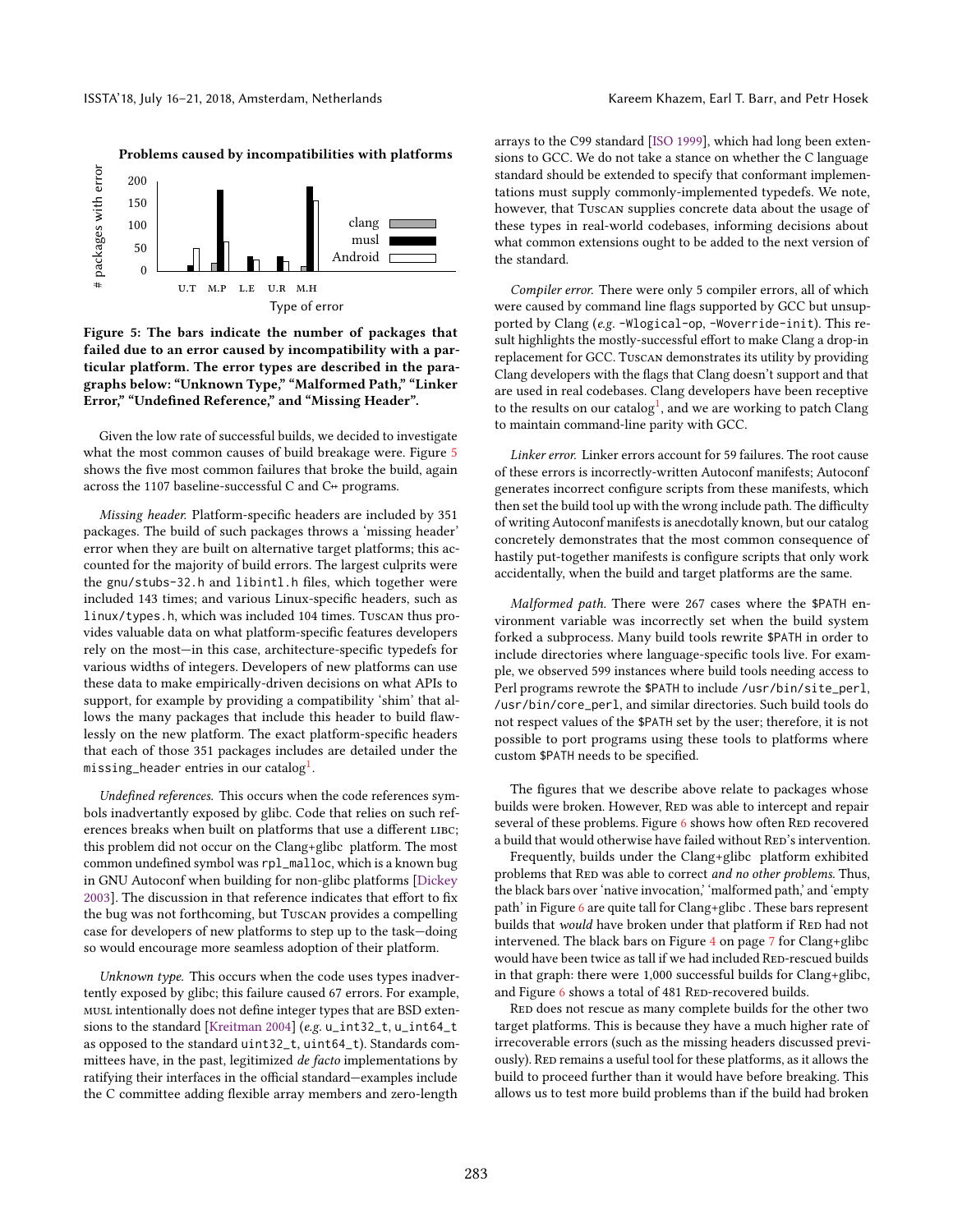Problems caused by incompatibilities with platforms

# packages with error

200
150
100
50
0

U.T M.P L.E U.R M.H

Type of error

clang
musl
Android

**Figure 5: The bars indicate the number of packages that failed due to an error caused by incompatibility with a particular platform. The error types are described in the paragraphs below: "Unknown Type," "Malformed Path," "Linker Error," "Undefined Reference," and "Missing Header".**

Given the low rate of successful builds, we decided to investigate what the most common causes of build breakage were. Figure 5 shows the five most common failures that broke the build, again across the 1107 baseline-successful C and C++ programs.

*Missing header.* Platform-specific headers are included by 351 packages. The build of such packages throws a 'missing header' error when they are built on alternative target platforms; this accounted for the majority of build errors. The largest culprits were the `gnu/stubs-32.h` and `libintl.h` files, which together were included 143 times; and various Linux-specific headers, such as `linux/types.h`, which was included 104 times. Tuscan thus provides valuable data on what platform-specific features developers rely on the most—in this case, architecture-specific typedefs for various widths of integers. Developers of new platforms can use these data to make empirically-driven decisions on what APIs to support, for example by providing a compatibility 'shim' that allows the many packages that include this header to build flawlessly on the new platform. The exact platform-specific headers that each of those 351 packages includes are detailed under the `missing_header` entries in our catalog[1].

*Undefined references.* This occurs when the code references symbols inadvertantly exposed by glibc. Code that relies on such references breaks when built on platforms that use a different libc; this problem did not occur on the Clang+glibc platform. The most common undefined symbol was `rpl_malloc`, which is a known bug in GNU Autoconf when building for non-glibc platforms [Dickey 2003]. The discussion in that reference indicates that effort to fix the bug was not forthcoming, but Tuscan provides a compelling case for developers of new platforms to step up to the task—doing so would encourage more seamless adoption of their platform.

*Unknown type.* This occurs when the code uses types inadvertently exposed by glibc; this failure caused 67 errors. For example, musl intentionally does not define integer types that are BSD extensions to the standard [Kreitman 2004] (*e.g.* `u_int32_t`, `u_int64_t` as opposed to the standard `uint32_t`, `uint64_t`). Standards committees have, in the past, legitimized *de facto* implementations by ratifying their interfaces in the official standard—examples include the C committee adding flexible array members and zero-length arrays to the C99 standard [ISO 1999], which had long been extensions to GCC. We do not take a stance on whether the C language standard should be extended to specify that conformant implementations must supply commonly-implemented typedefs. We note, however, that Tuscan supplies concrete data about the usage of these types in real-world codebases, informing decisions about what common extensions ought to be added to the next version of the standard.

*Compiler error.* There were only 5 compiler errors, all of which were caused by command line flags supported by GCC but unsupported by Clang (*e.g.* `-Wlogical-op`, `-Woverride-init`). This result highlights the mostly-successful effort to make Clang a drop-in replacement for GCC. Tuscan demonstrates its utility by providing Clang developers with the flags that Clang doesn't support and that are used in real codebases. Clang developers have been receptive to the results on our catalog[1], and we are working to patch Clang to maintain command-line parity with GCC.

*Linker error.* Linker errors account for 59 failures. The root cause of these errors is incorrectly-written Autoconf manifests; Autoconf generates incorrect configure scripts from these manifests, which then set the build tool up with the wrong include path. The difficulty of writing Autoconf manifests is anecdotally known, but our catalog concretely demonstrates that the most common consequence of hastily put-together manifests is configure scripts that only work accidentally, when the build and target platforms are the same.

*Malformed path.* There were 267 cases where the `$PATH` environment variable was incorrectly set when the build system forked a subprocess. Many build tools rewrite `$PATH` in order to include directories where language-specific tools live. For example, we observed 599 instances where build tools needing access to Perl programs rewrote the `$PATH` to include `/usr/bin/site_perl`, `/usr/bin/core_perl`, and similar directories. Such build tools do not respect values of the `$PATH` set by the user; therefore, it is not possible to port programs using these tools to platforms where custom `$PATH` needs to be specified.

The figures that we describe above relate to packages whose builds were broken. However, Red was able to intercept and repair several of these problems. Figure 6 shows how often Red recovered a build that would otherwise have failed without Red's intervention.

Frequently, builds under the Clang+glibc platform exhibited problems that Red was able to correct *and no other problems*. Thus, the black bars over 'native invocation,' 'malformed path,' and 'empty path' in Figure 6 are quite tall for Clang+glibc. These bars represent builds that *would* have broken under that platform if Red had not intervened. The black bars on Figure 4 on page 7 for Clang+glibc would have been twice as tall if we had included Red-rescued builds in that graph: there were 1,000 successful builds for Clang+glibc, and Figure 6 shows a total of 481 Red-recovered builds.

Red does not rescue as many complete builds for the other two target platforms. This is because they have a much higher rate of irrecoverable errors (such as the missing headers discussed previously). Red remains a useful tool for these platforms, as it allows the build to proceed further than it would have before breaking. This allows us to test more build problems than if the build had broken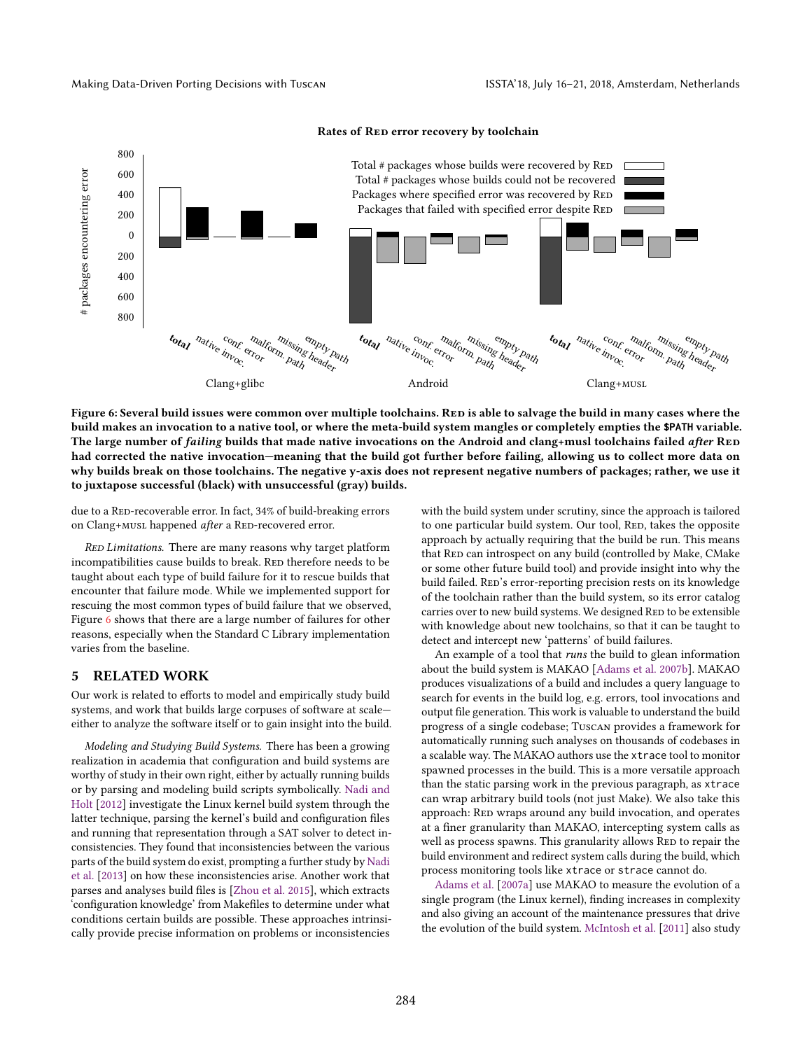**Figure 6: Several build issues were common over multiple toolchains. Red is able to salvage the build in many cases where the build makes an invocation to a native tool, or where the meta-build system mangles or completely empties the `$PATH` variable. The large number of *failing* builds that made native invocations on the Android and clang+musl toolchains failed *after* Red had corrected the native invocation—meaning that the build got further before failing, allowing us to collect more data on why builds break on those toolchains. The negative y-axis does not represent negative numbers of packages; rather, we use it to juxtapose successful (black) with unsuccessful (gray) builds.**

due to a Red-recoverable error. In fact, 34% of build-breaking errors on Clang+musl happened *after* a Red-recovered error.

*Red Limitations.* There are many reasons why target platform incompatibilities cause builds to break. Red therefore needs to be taught about each type of build failure for it to rescue builds that encounter that failure mode. While we implemented support for rescuing the most common types of build failure that we observed, Figure 6 shows that there are a large number of failures for other reasons, especially when the Standard C Library implementation varies from the baseline.

## 5 RELATED WORK

Our work is related to efforts to model and empirically study build systems, and work that builds large corpuses of software at scale—either to analyze the software itself or to gain insight into the build.

*Modeling and Studying Build Systems.* There has been a growing realization in academia that configuration and build systems are worthy of study in their own right, either by actually running builds or by parsing and modeling build scripts symbolically. Nadi and Holt [2012] investigate the Linux kernel build system through the latter technique, parsing the kernel's build and configuration files and running that representation through a SAT solver to detect inconsistencies. They found that inconsistencies between the various parts of the build system do exist, prompting a further study by Nadi et al. [2013] on how these inconsistencies arise. Another work that parses and analyses build files is [Zhou et al. 2015], which extracts 'configuration knowledge' from Makefiles to determine under what conditions certain builds are possible. These approaches intrinsically provide precise information on problems or inconsistencies with the build system under scrutiny, since the approach is tailored to one particular build system. Our tool, Red, takes the opposite approach by actually requiring that the build be run. This means that Red can introspect on any build (controlled by Make, CMake or some other future build tool) and provide insight into why the build failed. Red's error-reporting precision rests on its knowledge of the toolchain rather than the build system, so its error catalog carries over to new build systems. We designed Red to be extensible with knowledge about new toolchains, so that it can be taught to detect and intercept new 'patterns' of build failures.

An example of a tool that *runs* the build to glean information about the build system is MAKAO [Adams et al. 2007b]. MAKAO produces visualizations of a build and includes a query language to search for events in the build log, e.g. errors, tool invocations and output file generation. This work is valuable to understand the build progress of a single codebase; Tuscan provides a framework for automatically running such analyses on thousands of codebases in a scalable way. The MAKAO authors use the `xtrace` tool to monitor spawned processes in the build. This is a more versatile approach than the static parsing work in the previous paragraph, as `xtrace` can wrap arbitrary build tools (not just Make). We also take this approach: Red wraps around any build invocation, and operates at a finer granularity than MAKAO, intercepting system calls as well as process spawns. This granularity allows Red to repair the build environment and redirect system calls during the build, which process monitoring tools like `xtrace` or `strace` cannot do.

Adams et al. [2007a] use MAKAO to measure the evolution of a single program (the Linux kernel), finding increases in complexity and also giving an account of the maintenance pressures that drive the evolution of the build system. McIntosh et al. [2011] also study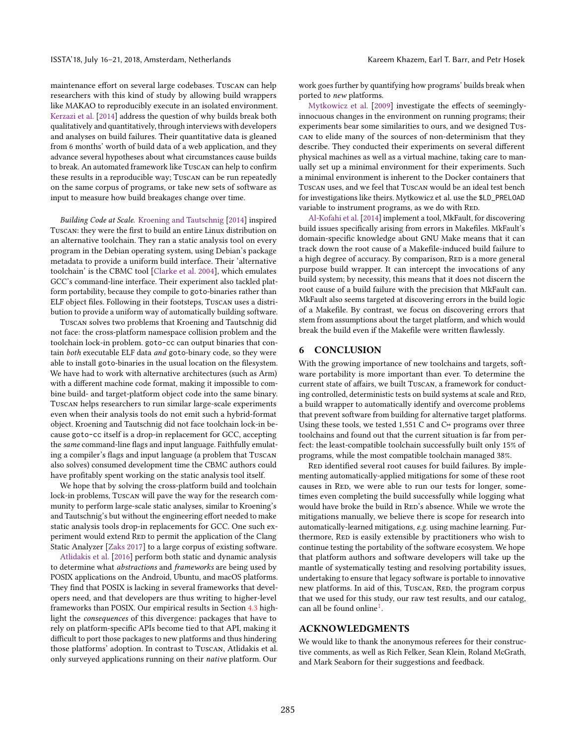maintenance effort on several large codebases. Tuscan can help researchers with this kind of study by allowing build wrappers like MAKAO to reproducibly execute in an isolated environment. Kerzazi et al. [2014] address the question of why builds break both qualitatively and quantitatively, through interviews with developers and analyses on build failures. Their quantitative data is gleaned from 6 months' worth of build data of a web application, and they advance several hypotheses about what circumstances cause builds to break. An automated framework like Tuscan can help to confirm these results in a reproducible way; Tuscan can be run repeatedly on the same corpus of programs, or take new sets of software as input to measure how build breakages change over time.

*Building Code at Scale.* Kroening and Tautschnig [2014] inspired Tuscan: they were the first to build an entire Linux distribution on an alternative toolchain. They ran a static analysis tool on every program in the Debian operating system, using Debian's package metadata to provide a uniform build interface. Their 'alternative toolchain' is the CBMC tool [Clarke et al. 2004], which emulates GCC's command-line interface. Their experiment also tackled platform portability, because they compile to `goto`-binaries rather than ELF object files. Following in their footsteps, Tuscan uses a distribution to provide a uniform way of automatically building software.

Tuscan solves two problems that Kroening and Tautschnig did not face: the cross-platform namespace collision problem and the toolchain lock-in problem. `goto-cc` can output binaries that contain *both* executable ELF data *and* `goto`-binary code, so they were able to install `goto`-binaries in the usual location on the filesystem. We have had to work with alternative architectures (such as Arm) with a different machine code format, making it impossible to combine build- and target-platform object code into the same binary. Tuscan helps researchers to run similar large-scale experiments even when their analysis tools do not emit such a hybrid-format object. Kroening and Tautschnig did not face toolchain lock-in because `goto-cc` itself is a drop-in replacement for GCC, accepting the *same* command-line flags and input language. Faithfully emulating a compiler's flags and input language (a problem that Tuscan also solves) consumed development time the CBMC authors could have profitably spent working on the static analysis tool itself.

We hope that by solving the cross-platform build and toolchain lock-in problems, Tuscan will pave the way for the research community to perform large-scale static analyses, similar to Kroening's and Tautschnig's but without the engineering effort needed to make static analysis tools drop-in replacements for GCC. One such experiment would extend Red to permit the application of the Clang Static Analyzer [Zaks 2017] to a large corpus of existing software.

Atlidakis et al. [2016] perform both static and dynamic analysis to determine what *abstractions* and *frameworks* are being used by POSIX applications on the Android, Ubuntu, and macOS platforms. They find that POSIX is lacking in several frameworks that developers need, and that developers are thus writing to higher-level frameworks than POSIX. Our empirical results in Section 4.3 highlight the *consequences* of this divergence: packages that have to rely on platform-specific APIs become tied to that API, making it difficult to port those packages to new platforms and thus hindering those platforms' adoption. In contrast to Tuscan, Atlidakis et al. only surveyed applications running on their *native* platform. Our work goes further by quantifying how programs' builds break when ported to *new* platforms.

Mytkowicz et al. [2009] investigate the effects of seemingly-innocuous changes in the environment on running programs; their experiments bear some similarities to ours, and we designed Tuscan to elide many of the sources of non-determinism that they describe. They conducted their experiments on several different physical machines as well as a virtual machine, taking care to manually set up a minimal environment for their experiments. Such a minimal environment is inherent to the Docker containers that Tuscan uses, and we feel that Tuscan would be an ideal test bench for investigations like theirs. Mytkowicz et al. use the `$LD_PRELOAD` variable to instrument programs, as we do with Red.

Al-Kofahi et al. [2014] implement a tool, MkFault, for discovering build issues specifically arising from errors in Makefiles. MkFault's domain-specific knowledge about GNU Make means that it can track down the root cause of a Makefile-induced build failure to a high degree of accuracy. By comparison, Red is a more general purpose build wrapper. It can intercept the invocations of any build system; by necessity, this means that it does not discern the root cause of a build failure with the precision that MkFault can. MkFault also seems targeted at discovering errors in the build logic of a Makefile. By contrast, we focus on discovering errors that stem from assumptions about the target platform, and which would break the build even if the Makefile were written flawlessly.

## 6 CONCLUSION

With the growing importance of new toolchains and targets, software portability is more important than ever. To determine the current state of affairs, we built Tuscan, a framework for conducting controlled, deterministic tests on build systems at scale and Red, a build wrapper to automatically identify and overcome problems that prevent software from building for alternative target platforms. Using these tools, we tested 1,551 C and C++ programs over three toolchains and found out that the current situation is far from perfect: the least-compatible toolchain successfully built only 15% of programs, while the most compatible toolchain managed 38%.

Red identified several root causes for build failures. By implementing automatically-applied mitigations for some of these root causes in Red, we were able to run our tests for longer, sometimes even completing the build successfully while logging what would have broke the build in Red's absence. While we wrote the mitigations manually, we believe there is scope for research into automatically-learned mitigations, *e.g.* using machine learning. Furthermore, Red is easily extensible by practitioners who wish to continue testing the portability of the software ecosystem. We hope that platform authors and software developers will take up the mantle of systematically testing and resolving portability issues, undertaking to ensure that legacy software is portable to innovative new platforms. In aid of this, Tuscan, Red, the program corpus that we used for this study, our raw test results, and our catalog, can all be found online[1].

## ACKNOWLEDGMENTS

We would like to thank the anonymous referees for their constructive comments, as well as Rich Felker, Sean Klein, Roland McGrath, and Mark Seaborn for their suggestions and feedback.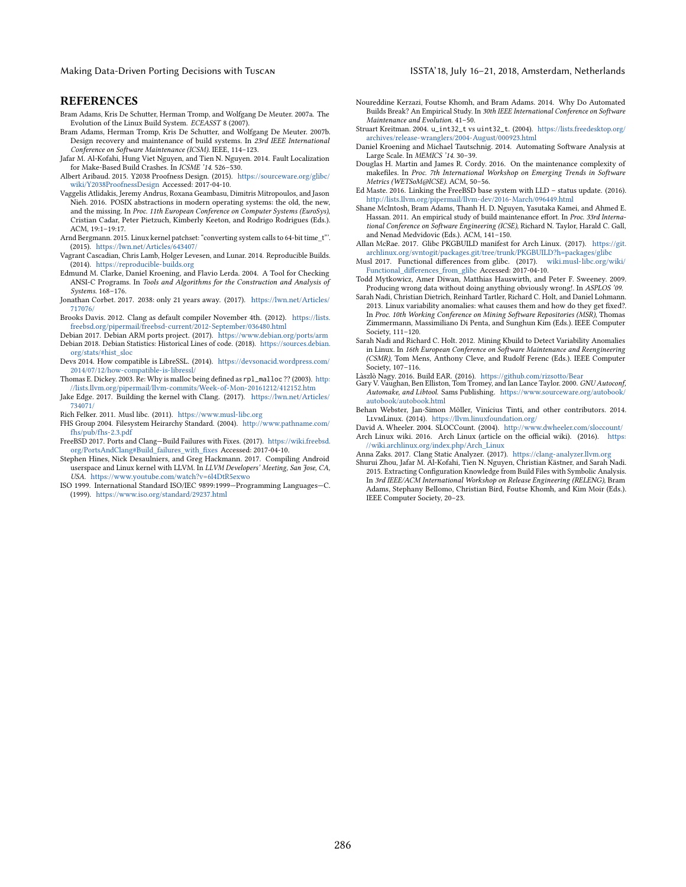## REFERENCES

Bram Adams, Kris De Schutter, Herman Tromp, and Wolfgang De Meuter. 2007a. The Evolution of the Linux Build System. *ECEASST* 8 (2007).

Bram Adams, Herman Tromp, Kris De Schutter, and Wolfgang De Meuter. 2007b. Design recovery and maintenance of build systems. In *23rd IEEE International Conference on Software Maintenance (ICSM)*. IEEE, 114–123.

Jafar M. Al-Kofahi, Hung Viet Nguyen, and Tien N. Nguyen. 2014. Fault Localization for Make-Based Build Crashes. In *ICSME '14*. 526–530.

Albert Aribaud. 2015. Y2038 Proofness Design. (2015). https://sourceware.org/glibc/wiki/Y2038ProofnessDesign Accessed: 2017-04-10.

Vaggelis Atlidakis, Jeremy Andrus, Roxana Geambasu, Dimitris Mitropoulos, and Jason Nieh. 2016. POSIX abstractions in modern operating systems: the old, the new, and the missing. In *Proc. 11th European Conference on Computer Systems (EuroSys)*, Cristian Cadar, Peter Pietzuch, Kimberly Keeton, and Rodrigo Rodrigues (Eds.). ACM, 19:1–19:17.

Arnd Bergmann. 2015. Linux kernel patchset: "converting system calls to 64-bit time_t"'. (2015). https://lwn.net/Articles/643407/

Vagrant Cascadian, Chris Lamb, Holger Levesen, and Lunar. 2014. Reproducible Builds. (2014). https://reproducible-builds.org

Edmund M. Clarke, Daniel Kroening, and Flavio Lerda. 2004. A Tool for Checking ANSI-C Programs. In *Tools and Algorithms for the Construction and Analysis of Systems*. 168–176.

Jonathan Corbet. 2017. 2038: only 21 years away. (2017). https://lwn.net/Articles/717076/

Brooks Davis. 2012. Clang as default compiler November 4th. (2012). https://lists.freebsd.org/pipermail/freebsd-current/2012-September/036480.html

Debian 2017. Debian ARM ports project. (2017). https://www.debian.org/ports/arm

Debian 2018. Debian Statistics: Historical Lines of code. (2018). https://sources.debian.org/stats/#hist_sloc

Devs 2014. How compatible is LibreSSL. (2014). https://devsonacid.wordpress.com/2014/07/12/how-compatible-is-libressl/

Thomas E. Dickey. 2003. Re: Why is malloc being defined as `rpl_malloc`?? (2003). http://lists.llvm.org/pipermail/llvm-commits/Week-of-Mon-20161212/412152.htm

Jake Edge. 2017. Building the kernel with Clang. (2017). https://lwn.net/Articles/734071/

Rich Felker. 2011. Musl libc. (2011). https://www.musl-libc.org

FHS Group 2004. Filesystem Heirarchy Standard. (2004). http://www.pathname.com/fhs/pub/fhs-2.3.pdf

FreeBSD 2017. Ports and Clang—Build Failures with Fixes. (2017). https://wiki.freebsd.org/PortsAndClang#Build_failures_with_fixes Accessed: 2017-04-10.

Stephen Hines, Nick Desaulniers, and Greg Hackmann. 2017. Compiling Android userspace and Linux kernel with LLVM. In *LLVM Developers' Meeting, San Jose, CA, USA*. https://www.youtube.com/watch?v=6l4DtR5exwo

ISO 1999. International Standard ISO/IEC 9899:1999—Programming Languages—C. (1999). https://www.iso.org/standard/29237.html

Noureddine Kerzazi, Foutse Khomh, and Bram Adams. 2014. Why Do Automated Builds Break? An Empirical Study. In *30th IEEE International Conference on Software Maintenance and Evolution*. 41–50.

Struart Kreitman. 2004. `u_int32_t` vs `uint32_t`. (2004). https://lists.freedesktop.org/archives/release-wranglers/2004-August/000923.html

Daniel Kroening and Michael Tautschnig. 2014. Automating Software Analysis at Large Scale. In *MEMICS '14*. 30–39.

Douglas H. Martin and James R. Cordy. 2016. On the maintenance complexity of makefiles. In *Proc. 7th International Workshop on Emerging Trends in Software Metrics (WETSoM@ICSE)*. ACM, 50–56.

Ed Maste. 2016. Linking the FreeBSD base system with LLD – status update. (2016). http://lists.llvm.org/pipermail/llvm-dev/2016-March/096449.html

Shane McIntosh, Bram Adams, Thanh H. D. Nguyen, Yasutaka Kamei, and Ahmed E. Hassan. 2011. An empirical study of build maintenance effort. In *Proc. 33rd International Conference on Software Engineering (ICSE)*, Richard N. Taylor, Harald C. Gall, and Nenad Medvidovic (Eds.). ACM, 141–150.

Allan McRae. 2017. Glibc PKGBUILD manifest for Arch Linux. (2017). https://git.archlinux.org/svntogit/packages.git/tree/trunk/PKGBUILD?h=packages/glibc

Musl 2017. Functional differences from glibc. (2017). wiki.musl-libc.org/wiki/Functional_differences_from_glibc Accessed: 2017-04-10.

Todd Mytkowicz, Amer Diwan, Matthias Hauswirth, and Peter F. Sweeney. 2009. Producing wrong data without doing anything obviously wrong!. In *ASPLOS '09*.

Sarah Nadi, Christian Dietrich, Reinhard Tartler, Richard C. Holt, and Daniel Lohmann. 2013. Linux variability anomalies: what causes them and how do they get fixed?. In *Proc. 10th Working Conference on Mining Software Repositories (MSR)*, Thomas Zimmermann, Massimiliano Di Penta, and Sunghun Kim (Eds.). IEEE Computer Society, 111–120.

Sarah Nadi and Richard C. Holt. 2012. Mining Kbuild to Detect Variability Anomalies in Linux. In *16th European Conference on Software Maintenance and Reengineering (CSMR)*, Tom Mens, Anthony Cleve, and Rudolf Ferenc (Eds.). IEEE Computer Society, 107–116.

Làszlò Nagy. 2016. Build EAR. (2016). https://github.com/rizsotto/Bear

Gary V. Vaughan, Ben Elliston, Tom Tromey, and Ian Lance Taylor. 2000. *GNU Autoconf, Automake, and Libtool*. Sams Publishing. https://www.sourceware.org/autobook/autobook/autobook.html

Behan Webster, Jan-Simon Möller, Vinícius Tinti, and other contributors. 2014. LLVMLinux. (2014). https://llvm.linuxfoundation.org/

David A. Wheeler. 2004. SLOCCount. (2004). http://www.dwheeler.com/sloccount/

Arch Linux wiki. 2016. Arch Linux (article on the official wiki). (2016). https://wiki.archlinux.org/index.php/Arch_Linux

Anna Zaks. 2017. Clang Static Analyzer. (2017). https://clang-analyzer.llvm.org

Shurui Zhou, Jafar M. Al-Kofahi, Tien N. Nguyen, Christian Kästner, and Sarah Nadi. 2015. Extracting Configuration Knowledge from Build Files with Symbolic Analysis. In *3rd IEEE/ACM International Workshop on Release Engineering (RELENG)*, Bram Adams, Stephany Bellomo, Christian Bird, Foutse Khomh, and Kim Moir (Eds.). IEEE Computer Society, 20–23.